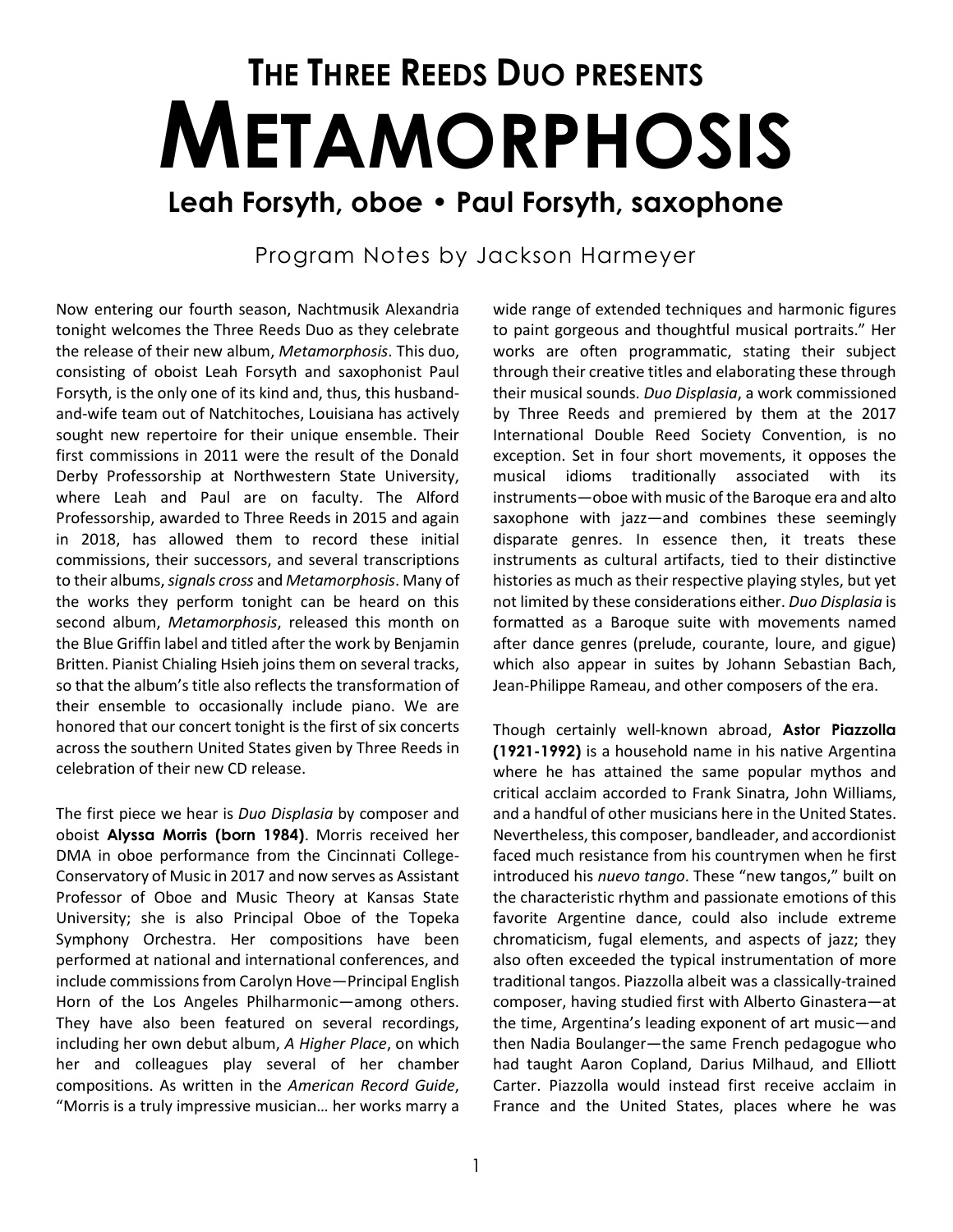# The Three Reeds Duo presents

# Metamorphosis

## Leah Forsyth, oboe • Paul Forsyth, saxophone

Program Notes by Jackson Harmeyer

Now entering our fourth season, Nachtmusik Alexandria tonight welcomes the Three Reeds Duo as they celebrate the release of their new album, *Metamorphosis*. This duo, consisting of oboist Leah Forsyth and saxophonist Paul Forsyth, is the only one of its kind and, thus, this husband-and-wife team out of Natchitoches, Louisiana has actively sought new repertoire for their unique ensemble. Their first commissions in 2011 were the result of the Donald Derby Professorship at Northwestern State University, where Leah and Paul are on faculty. The Alford Professorship, awarded to Three Reeds in 2015 and again in 2018, has allowed them to record these initial commissions, their successors, and several transcriptions to their albums, *signals cross* and *Metamorphosis*. Many of the works they perform tonight can be heard on this second album, *Metamorphosis*, released this month on the Blue Griffin label and titled after the work by Benjamin Britten. Pianist Chialing Hsieh joins them on several tracks, so that the album's title also reflects the transformation of their ensemble to occasionally include piano. We are honored that our concert tonight is the first of six concerts across the southern United States given by Three Reeds in celebration of their new CD release.

The first piece we hear is *Duo Displasia* by composer and oboist **Alyssa Morris (born 1984)**. Morris received her DMA in oboe performance from the Cincinnati College-Conservatory of Music in 2017 and now serves as Assistant Professor of Oboe and Music Theory at Kansas State University; she is also Principal Oboe of the Topeka Symphony Orchestra. Her compositions have been performed at national and international conferences, and include commissions from Carolyn Hove—Principal English Horn of the Los Angeles Philharmonic—among others. They have also been featured on several recordings, including her own debut album, *A Higher Place*, on which her and colleagues play several of her chamber compositions. As written in the *American Record Guide*, "Morris is a truly impressive musician… her works marry a wide range of extended techniques and harmonic figures to paint gorgeous and thoughtful musical portraits." Her works are often programmatic, stating their subject through their creative titles and elaborating these through their musical sounds. *Duo Displasia*, a work commissioned by Three Reeds and premiered by them at the 2017 International Double Reed Society Convention, is no exception. Set in four short movements, it opposes the musical idioms traditionally associated with its instruments—oboe with music of the Baroque era and alto saxophone with jazz—and combines these seemingly disparate genres. In essence then, it treats these instruments as cultural artifacts, tied to their distinctive histories as much as their respective playing styles, but yet not limited by these considerations either. *Duo Displasia* is formatted as a Baroque suite with movements named after dance genres (prelude, courante, loure, and gigue) which also appear in suites by Johann Sebastian Bach, Jean-Philippe Rameau, and other composers of the era.

Though certainly well-known abroad, **Astor Piazzolla (1921-1992)** is a household name in his native Argentina where he has attained the same popular mythos and critical acclaim accorded to Frank Sinatra, John Williams, and a handful of other musicians here in the United States. Nevertheless, this composer, bandleader, and accordionist faced much resistance from his countrymen when he first introduced his *nuevo tango*. These "new tangos," built on the characteristic rhythm and passionate emotions of this favorite Argentine dance, could also include extreme chromaticism, fugal elements, and aspects of jazz; they also often exceeded the typical instrumentation of more traditional tangos. Piazzolla albeit was a classically-trained composer, having studied first with Alberto Ginastera—at the time, Argentina's leading exponent of art music—and then Nadia Boulanger—the same French pedagogue who had taught Aaron Copland, Darius Milhaud, and Elliott Carter. Piazzolla would instead first receive acclaim in France and the United States, places where he was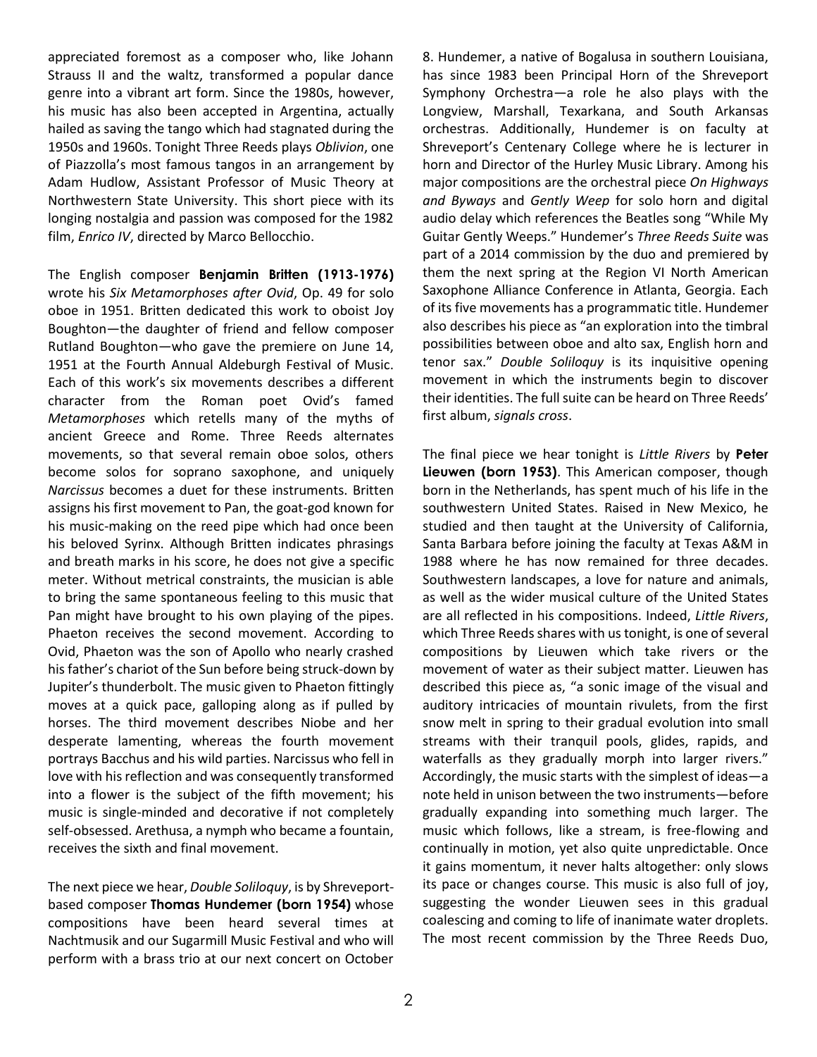appreciated foremost as a composer who, like Johann Strauss II and the waltz, transformed a popular dance genre into a vibrant art form. Since the 1980s, however, his music has also been accepted in Argentina, actually hailed as saving the tango which had stagnated during the 1950s and 1960s. Tonight Three Reeds plays *Oblivion*, one of Piazzolla's most famous tangos in an arrangement by Adam Hudlow, Assistant Professor of Music Theory at Northwestern State University. This short piece with its longing nostalgia and passion was composed for the 1982 film, *Enrico IV*, directed by Marco Bellocchio.

The English composer **Benjamin Britten (1913-1976)** wrote his *Six Metamorphoses after Ovid*, Op. 49 for solo oboe in 1951. Britten dedicated this work to oboist Joy Boughton—the daughter of friend and fellow composer Rutland Boughton—who gave the premiere on June 14, 1951 at the Fourth Annual Aldeburgh Festival of Music. Each of this work's six movements describes a different character from the Roman poet Ovid's famed *Metamorphoses* which retells many of the myths of ancient Greece and Rome. Three Reeds alternates movements, so that several remain oboe solos, others become solos for soprano saxophone, and uniquely *Narcissus* becomes a duet for these instruments. Britten assigns his first movement to Pan, the goat-god known for his music-making on the reed pipe which had once been his beloved Syrinx. Although Britten indicates phrasings and breath marks in his score, he does not give a specific meter. Without metrical constraints, the musician is able to bring the same spontaneous feeling to this music that Pan might have brought to his own playing of the pipes. Phaeton receives the second movement. According to Ovid, Phaeton was the son of Apollo who nearly crashed his father's chariot of the Sun before being struck-down by Jupiter's thunderbolt. The music given to Phaeton fittingly moves at a quick pace, galloping along as if pulled by horses. The third movement describes Niobe and her desperate lamenting, whereas the fourth movement portrays Bacchus and his wild parties. Narcissus who fell in love with his reflection and was consequently transformed into a flower is the subject of the fifth movement; his music is single-minded and decorative if not completely self-obsessed. Arethusa, a nymph who became a fountain, receives the sixth and final movement.

The next piece we hear, *Double Soliloquy*, is by Shreveport-based composer **Thomas Hundemer (born 1954)** whose compositions have been heard several times at Nachtmusik and our Sugarmill Music Festival and who will perform with a brass trio at our next concert on October 8. Hundemer, a native of Bogalusa in southern Louisiana, has since 1983 been Principal Horn of the Shreveport Symphony Orchestra—a role he also plays with the Longview, Marshall, Texarkana, and South Arkansas orchestras. Additionally, Hundemer is on faculty at Shreveport's Centenary College where he is lecturer in horn and Director of the Hurley Music Library. Among his major compositions are the orchestral piece *On Highways and Byways* and *Gently Weep* for solo horn and digital audio delay which references the Beatles song "While My Guitar Gently Weeps." Hundemer's *Three Reeds Suite* was part of a 2014 commission by the duo and premiered by them the next spring at the Region VI North American Saxophone Alliance Conference in Atlanta, Georgia. Each of its five movements has a programmatic title. Hundemer also describes his piece as "an exploration into the timbral possibilities between oboe and alto sax, English horn and tenor sax." *Double Soliloquy* is its inquisitive opening movement in which the instruments begin to discover their identities. The full suite can be heard on Three Reeds' first album, *signals cross*.

The final piece we hear tonight is *Little Rivers* by **Peter Lieuwen (born 1953)**. This American composer, though born in the Netherlands, has spent much of his life in the southwestern United States. Raised in New Mexico, he studied and then taught at the University of California, Santa Barbara before joining the faculty at Texas A&M in 1988 where he has now remained for three decades. Southwestern landscapes, a love for nature and animals, as well as the wider musical culture of the United States are all reflected in his compositions. Indeed, *Little Rivers*, which Three Reeds shares with us tonight, is one of several compositions by Lieuwen which take rivers or the movement of water as their subject matter. Lieuwen has described this piece as, "a sonic image of the visual and auditory intricacies of mountain rivulets, from the first snow melt in spring to their gradual evolution into small streams with their tranquil pools, glides, rapids, and waterfalls as they gradually morph into larger rivers." Accordingly, the music starts with the simplest of ideas—a note held in unison between the two instruments—before gradually expanding into something much larger. The music which follows, like a stream, is free-flowing and continually in motion, yet also quite unpredictable. Once it gains momentum, it never halts altogether: only slows its pace or changes course. This music is also full of joy, suggesting the wonder Lieuwen sees in this gradual coalescing and coming to life of inanimate water droplets. The most recent commission by the Three Reeds Duo,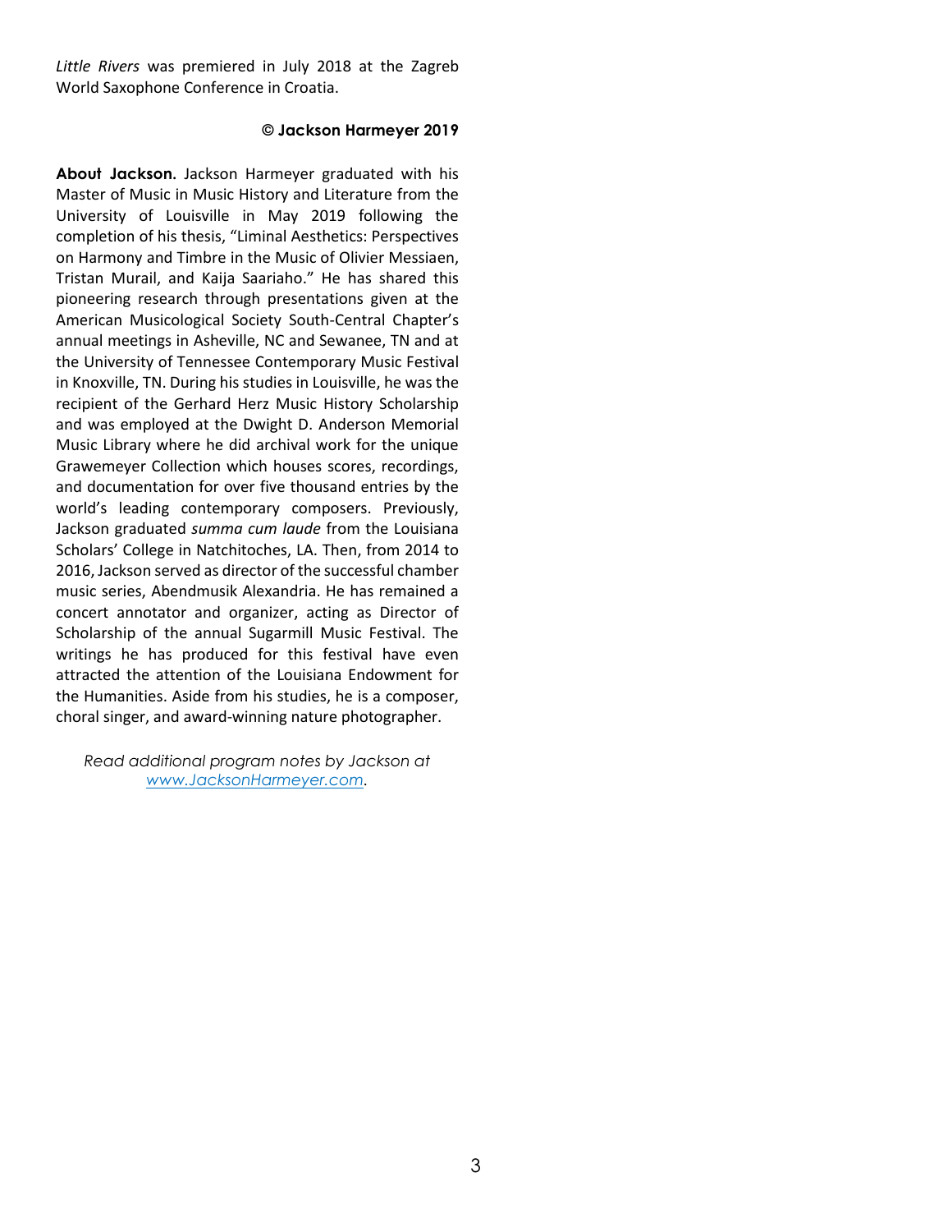*Little Rivers* was premiered in July 2018 at the Zagreb World Saxophone Conference in Croatia.

**© Jackson Harmeyer 2019**

**About Jackson.** Jackson Harmeyer graduated with his Master of Music in Music History and Literature from the University of Louisville in May 2019 following the completion of his thesis, "Liminal Aesthetics: Perspectives on Harmony and Timbre in the Music of Olivier Messiaen, Tristan Murail, and Kaija Saariaho." He has shared this pioneering research through presentations given at the American Musicological Society South-Central Chapter's annual meetings in Asheville, NC and Sewanee, TN and at the University of Tennessee Contemporary Music Festival in Knoxville, TN. During his studies in Louisville, he was the recipient of the Gerhard Herz Music History Scholarship and was employed at the Dwight D. Anderson Memorial Music Library where he did archival work for the unique Grawemeyer Collection which houses scores, recordings, and documentation for over five thousand entries by the world's leading contemporary composers. Previously, Jackson graduated *summa cum laude* from the Louisiana Scholars' College in Natchitoches, LA. Then, from 2014 to 2016, Jackson served as director of the successful chamber music series, Abendmusik Alexandria. He has remained a concert annotator and organizer, acting as Director of Scholarship of the annual Sugarmill Music Festival. The writings he has produced for this festival have even attracted the attention of the Louisiana Endowment for the Humanities. Aside from his studies, he is a composer, choral singer, and award-winning nature photographer.

*Read additional program notes by Jackson at [www.JacksonHarmeyer.com](www.JacksonHarmeyer.com).*